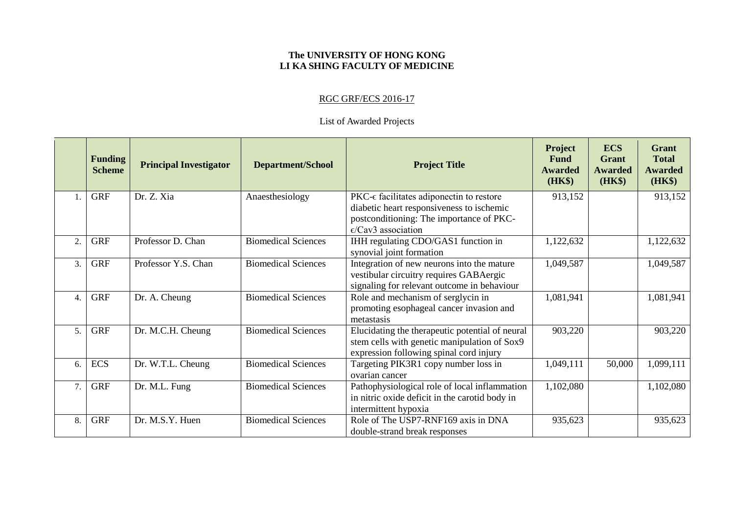**The UNIVERSITY OF HONG KONG**
**LI KA SHING FACULTY OF MEDICINE**

RGC GRF/ECS 2016-17

List of Awarded Projects

| | Funding Scheme | Principal Investigator | Department/School | Project Title | Project Fund Awarded (HK$) | ECS Grant Awarded (HK$) | Grant Total Awarded (HK$) |
|---|---|---|---|---|---|---|---|
| 1. | GRF | Dr. Z. Xia | Anaesthesiology | PKC-ϵ facilitates adiponectin to restore diabetic heart responsiveness to ischemic postconditioning: The importance of PKC-ϵ/Cav3 association | 913,152 | | 913,152 |
| 2. | GRF | Professor D. Chan | Biomedical Sciences | IHH regulating CDO/GAS1 function in synovial joint formation | 1,122,632 | | 1,122,632 |
| 3. | GRF | Professor Y.S. Chan | Biomedical Sciences | Integration of new neurons into the mature vestibular circuitry requires GABAergic signaling for relevant outcome in behaviour | 1,049,587 | | 1,049,587 |
| 4. | GRF | Dr. A. Cheung | Biomedical Sciences | Role and mechanism of serglycin in promoting esophageal cancer invasion and metastasis | 1,081,941 | | 1,081,941 |
| 5. | GRF | Dr. M.C.H. Cheung | Biomedical Sciences | Elucidating the therapeutic potential of neural stem cells with genetic manipulation of Sox9 expression following spinal cord injury | 903,220 | | 903,220 |
| 6. | ECS | Dr. W.T.L. Cheung | Biomedical Sciences | Targeting PIK3R1 copy number loss in ovarian cancer | 1,049,111 | 50,000 | 1,099,111 |
| 7. | GRF | Dr. M.L. Fung | Biomedical Sciences | Pathophysiological role of local inflammation in nitric oxide deficit in the carotid body in intermittent hypoxia | 1,102,080 | | 1,102,080 |
| 8. | GRF | Dr. M.S.Y. Huen | Biomedical Sciences | Role of The USP7-RNF169 axis in DNA double-strand break responses | 935,623 | | 935,623 |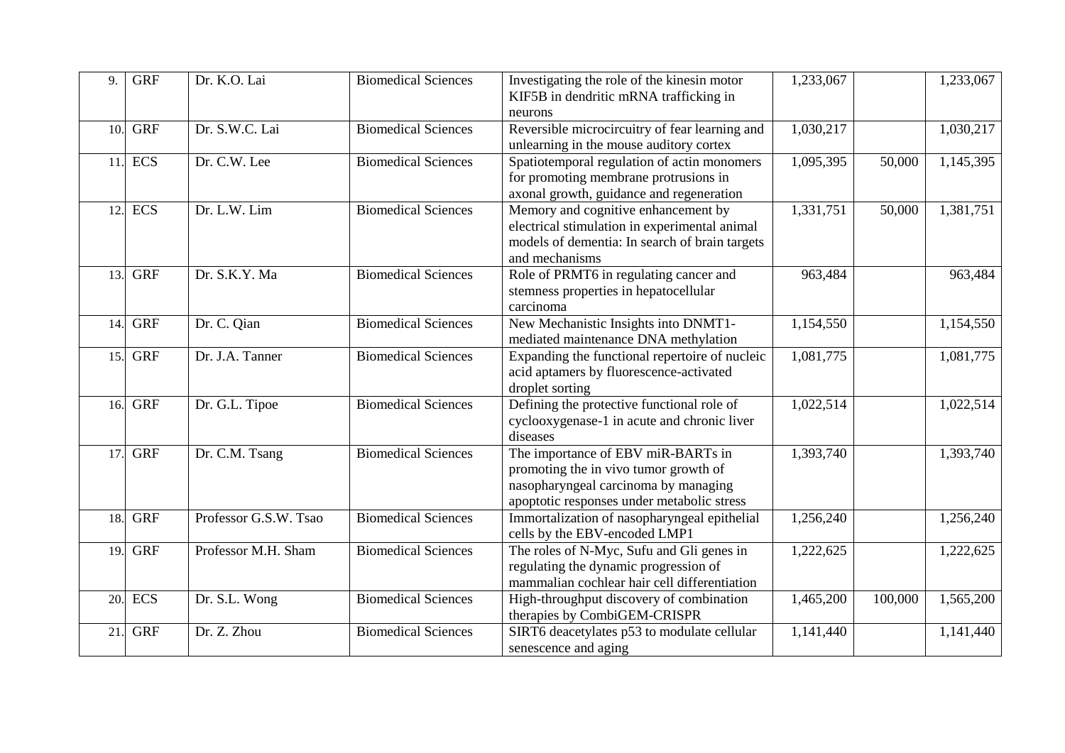| | | | | | | | |
|---|---|---|---|---|---|---|---|
| 9. | GRF | Dr. K.O. Lai | Biomedical Sciences | Investigating the role of the kinesin motor KIF5B in dendritic mRNA trafficking in neurons | 1,233,067 | | 1,233,067 |
| 10. | GRF | Dr. S.W.C. Lai | Biomedical Sciences | Reversible microcircuitry of fear learning and unlearning in the mouse auditory cortex | 1,030,217 | | 1,030,217 |
| 11. | ECS | Dr. C.W. Lee | Biomedical Sciences | Spatiotemporal regulation of actin monomers for promoting membrane protrusions in axonal growth, guidance and regeneration | 1,095,395 | 50,000 | 1,145,395 |
| 12. | ECS | Dr. L.W. Lim | Biomedical Sciences | Memory and cognitive enhancement by electrical stimulation in experimental animal models of dementia: In search of brain targets and mechanisms | 1,331,751 | 50,000 | 1,381,751 |
| 13. | GRF | Dr. S.K.Y. Ma | Biomedical Sciences | Role of PRMT6 in regulating cancer and stemness properties in hepatocellular carcinoma | 963,484 | | 963,484 |
| 14. | GRF | Dr. C. Qian | Biomedical Sciences | New Mechanistic Insights into DNMT1-mediated maintenance DNA methylation | 1,154,550 | | 1,154,550 |
| 15. | GRF | Dr. J.A. Tanner | Biomedical Sciences | Expanding the functional repertoire of nucleic acid aptamers by fluorescence-activated droplet sorting | 1,081,775 | | 1,081,775 |
| 16. | GRF | Dr. G.L. Tipoe | Biomedical Sciences | Defining the protective functional role of cyclooxygenase-1 in acute and chronic liver diseases | 1,022,514 | | 1,022,514 |
| 17. | GRF | Dr. C.M. Tsang | Biomedical Sciences | The importance of EBV miR-BARTs in promoting the in vivo tumor growth of nasopharyngeal carcinoma by managing apoptotic responses under metabolic stress | 1,393,740 | | 1,393,740 |
| 18. | GRF | Professor G.S.W. Tsao | Biomedical Sciences | Immortalization of nasopharyngeal epithelial cells by the EBV-encoded LMP1 | 1,256,240 | | 1,256,240 |
| 19. | GRF | Professor M.H. Sham | Biomedical Sciences | The roles of N-Myc, Sufu and Gli genes in regulating the dynamic progression of mammalian cochlear hair cell differentiation | 1,222,625 | | 1,222,625 |
| 20. | ECS | Dr. S.L. Wong | Biomedical Sciences | High-throughput discovery of combination therapies by CombiGEM-CRISPR | 1,465,200 | 100,000 | 1,565,200 |
| 21. | GRF | Dr. Z. Zhou | Biomedical Sciences | SIRT6 deacetylates p53 to modulate cellular senescence and aging | 1,141,440 | | 1,141,440 |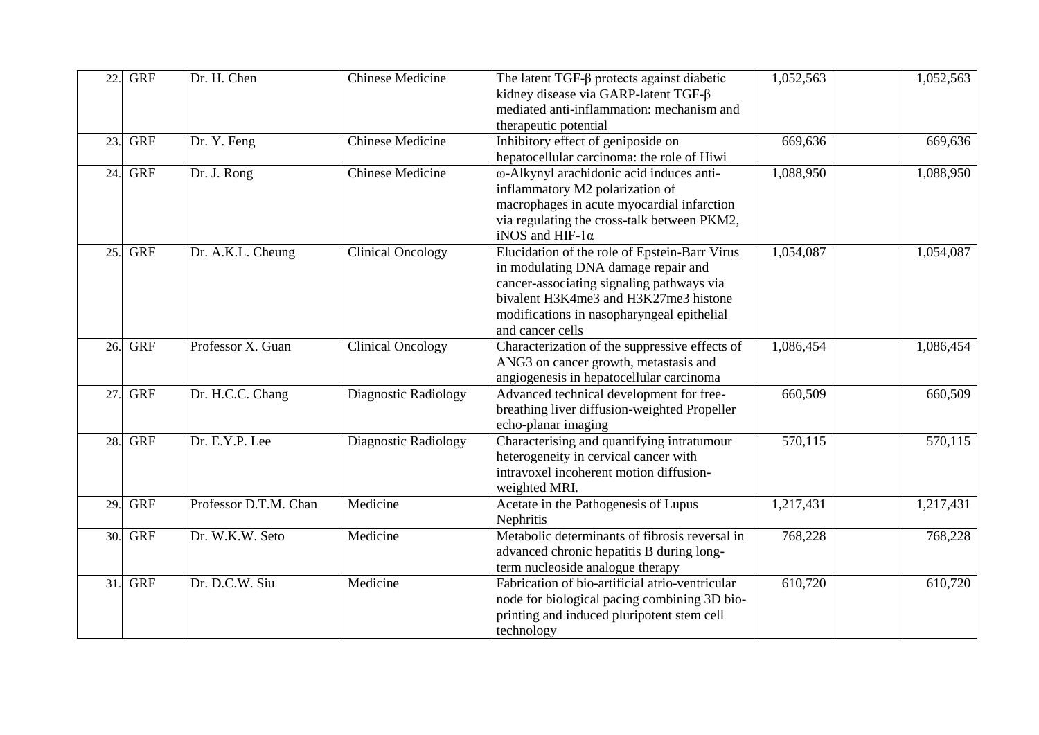| | | | | | | | |
|---|---|---|---|---|---|---|---|
| 22. | GRF | Dr. H. Chen | Chinese Medicine | The latent TGF-β protects against diabetic kidney disease via GARP-latent TGF-β mediated anti-inflammation: mechanism and therapeutic potential | 1,052,563 | | 1,052,563 |
| 23. | GRF | Dr. Y. Feng | Chinese Medicine | Inhibitory effect of geniposide on hepatocellular carcinoma: the role of Hiwi | 669,636 | | 669,636 |
| 24. | GRF | Dr. J. Rong | Chinese Medicine | ω-Alkynyl arachidonic acid induces anti-inflammatory M2 polarization of macrophages in acute myocardial infarction via regulating the cross-talk between PKM2, iNOS and HIF-1α | 1,088,950 | | 1,088,950 |
| 25. | GRF | Dr. A.K.L. Cheung | Clinical Oncology | Elucidation of the role of Epstein-Barr Virus in modulating DNA damage repair and cancer-associating signaling pathways via bivalent H3K4me3 and H3K27me3 histone modifications in nasopharyngeal epithelial and cancer cells | 1,054,087 | | 1,054,087 |
| 26. | GRF | Professor X. Guan | Clinical Oncology | Characterization of the suppressive effects of ANG3 on cancer growth, metastasis and angiogenesis in hepatocellular carcinoma | 1,086,454 | | 1,086,454 |
| 27. | GRF | Dr. H.C.C. Chang | Diagnostic Radiology | Advanced technical development for free-breathing liver diffusion-weighted Propeller echo-planar imaging | 660,509 | | 660,509 |
| 28. | GRF | Dr. E.Y.P. Lee | Diagnostic Radiology | Characterising and quantifying intratumour heterogeneity in cervical cancer with intravoxel incoherent motion diffusion-weighted MRI. | 570,115 | | 570,115 |
| 29. | GRF | Professor D.T.M. Chan | Medicine | Acetate in the Pathogenesis of Lupus Nephritis | 1,217,431 | | 1,217,431 |
| 30. | GRF | Dr. W.K.W. Seto | Medicine | Metabolic determinants of fibrosis reversal in advanced chronic hepatitis B during long-term nucleoside analogue therapy | 768,228 | | 768,228 |
| 31. | GRF | Dr. D.C.W. Siu | Medicine | Fabrication of bio-artificial atrio-ventricular node for biological pacing combining 3D bio-printing and induced pluripotent stem cell technology | 610,720 | | 610,720 |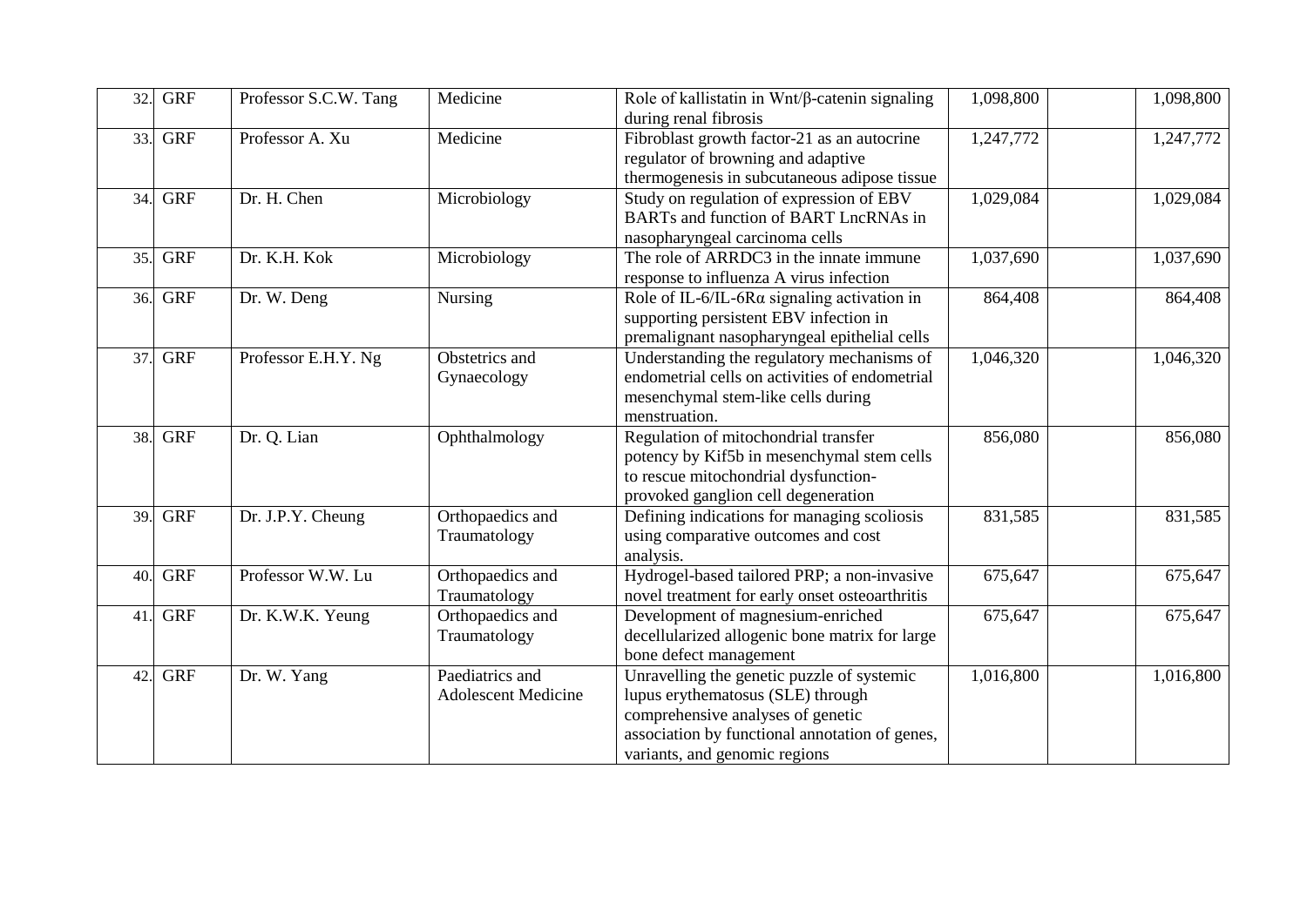| 32. | GRF | Professor S.C.W. Tang | Medicine | Role of kallistatin in Wnt/β-catenin signaling during renal fibrosis | 1,098,800 | | 1,098,800 |
|---|---|---|---|---|---|---|---|
| 33. | GRF | Professor A. Xu | Medicine | Fibroblast growth factor-21 as an autocrine regulator of browning and adaptive thermogenesis in subcutaneous adipose tissue | 1,247,772 | | 1,247,772 |
| 34. | GRF | Dr. H. Chen | Microbiology | Study on regulation of expression of EBV BARTs and function of BART LncRNAs in nasopharyngeal carcinoma cells | 1,029,084 | | 1,029,084 |
| 35. | GRF | Dr. K.H. Kok | Microbiology | The role of ARRDC3 in the innate immune response to influenza A virus infection | 1,037,690 | | 1,037,690 |
| 36. | GRF | Dr. W. Deng | Nursing | Role of IL-6/IL-6Rα signaling activation in supporting persistent EBV infection in premalignant nasopharyngeal epithelial cells | 864,408 | | 864,408 |
| 37. | GRF | Professor E.H.Y. Ng | Obstetrics and Gynaecology | Understanding the regulatory mechanisms of endometrial cells on activities of endometrial mesenchymal stem-like cells during menstruation. | 1,046,320 | | 1,046,320 |
| 38. | GRF | Dr. Q. Lian | Ophthalmology | Regulation of mitochondrial transfer potency by Kif5b in mesenchymal stem cells to rescue mitochondrial dysfunction-provoked ganglion cell degeneration | 856,080 | | 856,080 |
| 39. | GRF | Dr. J.P.Y. Cheung | Orthopaedics and Traumatology | Defining indications for managing scoliosis using comparative outcomes and cost analysis. | 831,585 | | 831,585 |
| 40. | GRF | Professor W.W. Lu | Orthopaedics and Traumatology | Hydrogel-based tailored PRP; a non-invasive novel treatment for early onset osteoarthritis | 675,647 | | 675,647 |
| 41. | GRF | Dr. K.W.K. Yeung | Orthopaedics and Traumatology | Development of magnesium-enriched decellularized allogenic bone matrix for large bone defect management | 675,647 | | 675,647 |
| 42. | GRF | Dr. W. Yang | Paediatrics and Adolescent Medicine | Unravelling the genetic puzzle of systemic lupus erythematosus (SLE) through comprehensive analyses of genetic association by functional annotation of genes, variants, and genomic regions | 1,016,800 | | 1,016,800 |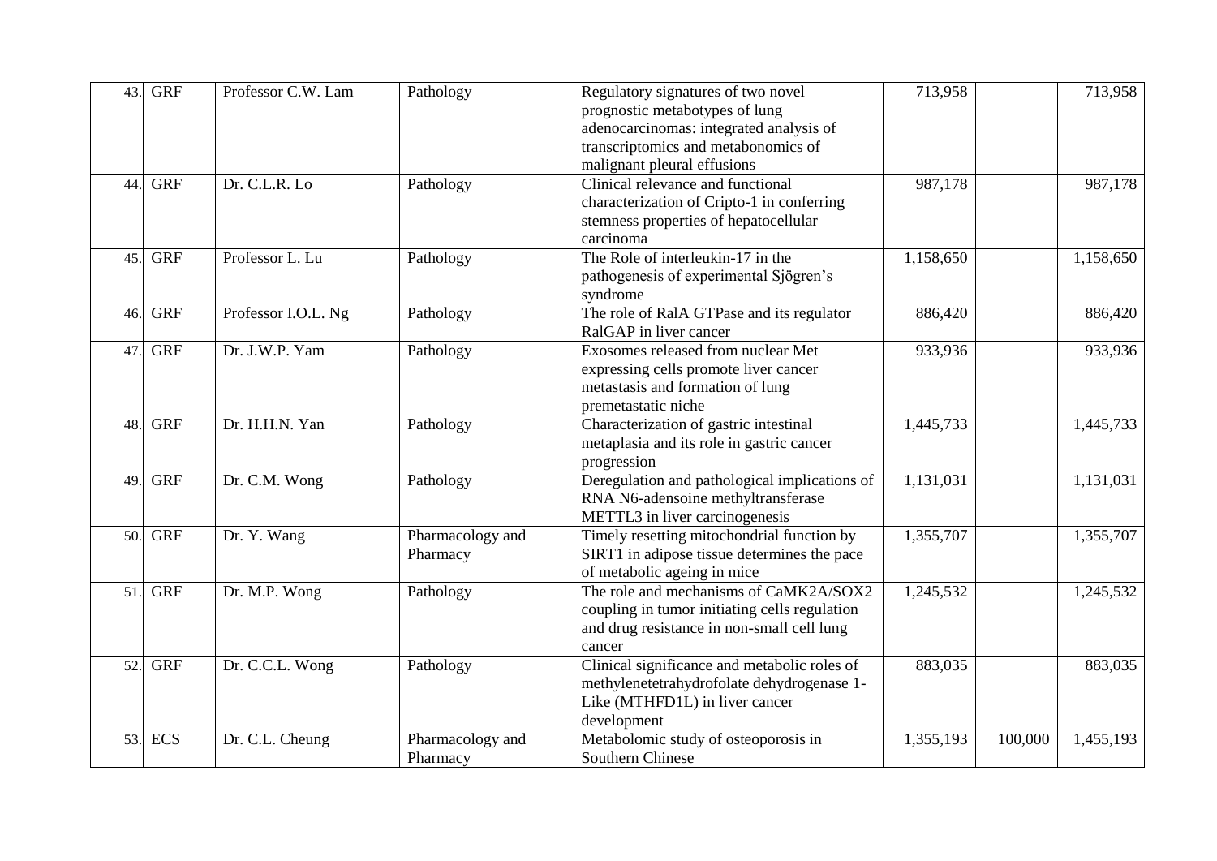| | | | | | | | |
|---|---|---|---|---|---|---|---|
| 43. | GRF | Professor C.W. Lam | Pathology | Regulatory signatures of two novel prognostic metabotypes of lung adenocarcinomas: integrated analysis of transcriptomics and metabonomics of malignant pleural effusions | 713,958 | | 713,958 |
| 44. | GRF | Dr. C.L.R. Lo | Pathology | Clinical relevance and functional characterization of Cripto-1 in conferring stemness properties of hepatocellular carcinoma | 987,178 | | 987,178 |
| 45. | GRF | Professor L. Lu | Pathology | The Role of interleukin-17 in the pathogenesis of experimental Sjögren's syndrome | 1,158,650 | | 1,158,650 |
| 46. | GRF | Professor I.O.L. Ng | Pathology | The role of RalA GTPase and its regulator RalGAP in liver cancer | 886,420 | | 886,420 |
| 47. | GRF | Dr. J.W.P. Yam | Pathology | Exosomes released from nuclear Met expressing cells promote liver cancer metastasis and formation of lung premetastatic niche | 933,936 | | 933,936 |
| 48. | GRF | Dr. H.H.N. Yan | Pathology | Characterization of gastric intestinal metaplasia and its role in gastric cancer progression | 1,445,733 | | 1,445,733 |
| 49. | GRF | Dr. C.M. Wong | Pathology | Deregulation and pathological implications of RNA N6-adensoine methyltransferase METTL3 in liver carcinogenesis | 1,131,031 | | 1,131,031 |
| 50. | GRF | Dr. Y. Wang | Pharmacology and Pharmacy | Timely resetting mitochondrial function by SIRT1 in adipose tissue determines the pace of metabolic ageing in mice | 1,355,707 | | 1,355,707 |
| 51. | GRF | Dr. M.P. Wong | Pathology | The role and mechanisms of CaMK2A/SOX2 coupling in tumor initiating cells regulation and drug resistance in non-small cell lung cancer | 1,245,532 | | 1,245,532 |
| 52. | GRF | Dr. C.C.L. Wong | Pathology | Clinical significance and metabolic roles of methylenetetrahydrofolate dehydrogenase 1-Like (MTHFD1L) in liver cancer development | 883,035 | | 883,035 |
| 53. | ECS | Dr. C.L. Cheung | Pharmacology and Pharmacy | Metabolomic study of osteoporosis in Southern Chinese | 1,355,193 | 100,000 | 1,455,193 |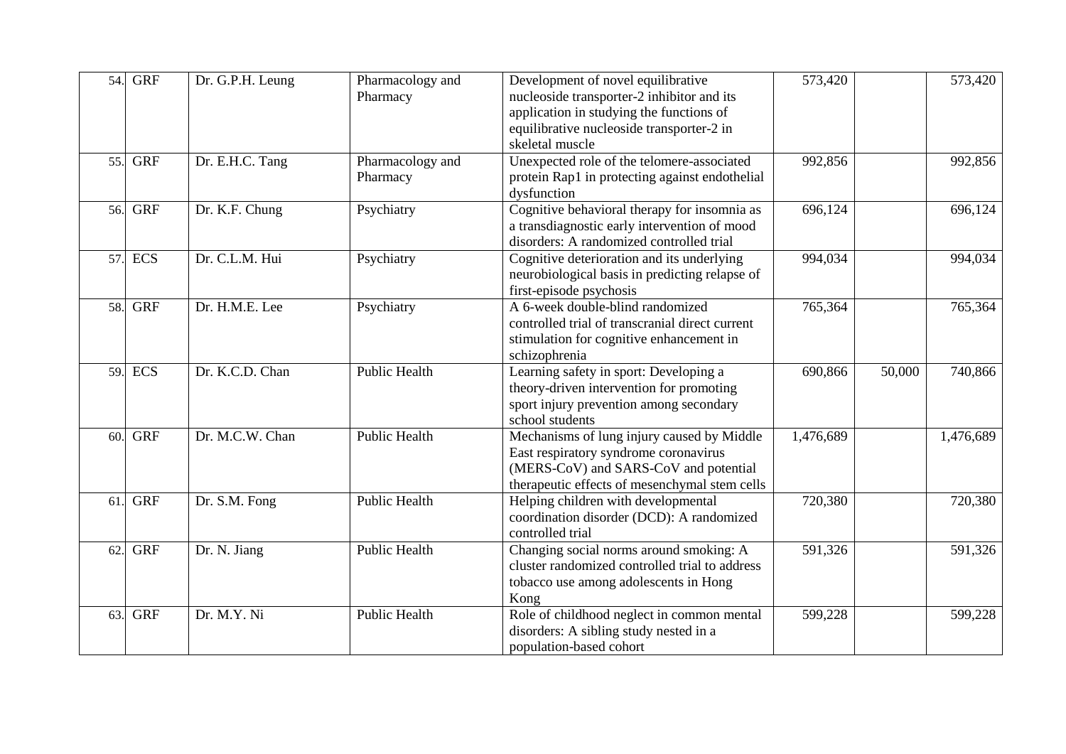| | | | | | | | |
|---|---|---|---|---|---|---|---|
| 54. | GRF | Dr. G.P.H. Leung | Pharmacology and Pharmacy | Development of novel equilibrative nucleoside transporter-2 inhibitor and its application in studying the functions of equilibrative nucleoside transporter-2 in skeletal muscle | 573,420 | | 573,420 |
| 55. | GRF | Dr. E.H.C. Tang | Pharmacology and Pharmacy | Unexpected role of the telomere-associated protein Rap1 in protecting against endothelial dysfunction | 992,856 | | 992,856 |
| 56. | GRF | Dr. K.F. Chung | Psychiatry | Cognitive behavioral therapy for insomnia as a transdiagnostic early intervention of mood disorders: A randomized controlled trial | 696,124 | | 696,124 |
| 57. | ECS | Dr. C.L.M. Hui | Psychiatry | Cognitive deterioration and its underlying neurobiological basis in predicting relapse of first-episode psychosis | 994,034 | | 994,034 |
| 58. | GRF | Dr. H.M.E. Lee | Psychiatry | A 6-week double-blind randomized controlled trial of transcranial direct current stimulation for cognitive enhancement in schizophrenia | 765,364 | | 765,364 |
| 59. | ECS | Dr. K.C.D. Chan | Public Health | Learning safety in sport: Developing a theory-driven intervention for promoting sport injury prevention among secondary school students | 690,866 | 50,000 | 740,866 |
| 60. | GRF | Dr. M.C.W. Chan | Public Health | Mechanisms of lung injury caused by Middle East respiratory syndrome coronavirus (MERS-CoV) and SARS-CoV and potential therapeutic effects of mesenchymal stem cells | 1,476,689 | | 1,476,689 |
| 61. | GRF | Dr. S.M. Fong | Public Health | Helping children with developmental coordination disorder (DCD): A randomized controlled trial | 720,380 | | 720,380 |
| 62. | GRF | Dr. N. Jiang | Public Health | Changing social norms around smoking: A cluster randomized controlled trial to address tobacco use among adolescents in Hong Kong | 591,326 | | 591,326 |
| 63. | GRF | Dr. M.Y. Ni | Public Health | Role of childhood neglect in common mental disorders: A sibling study nested in a population-based cohort | 599,228 | | 599,228 |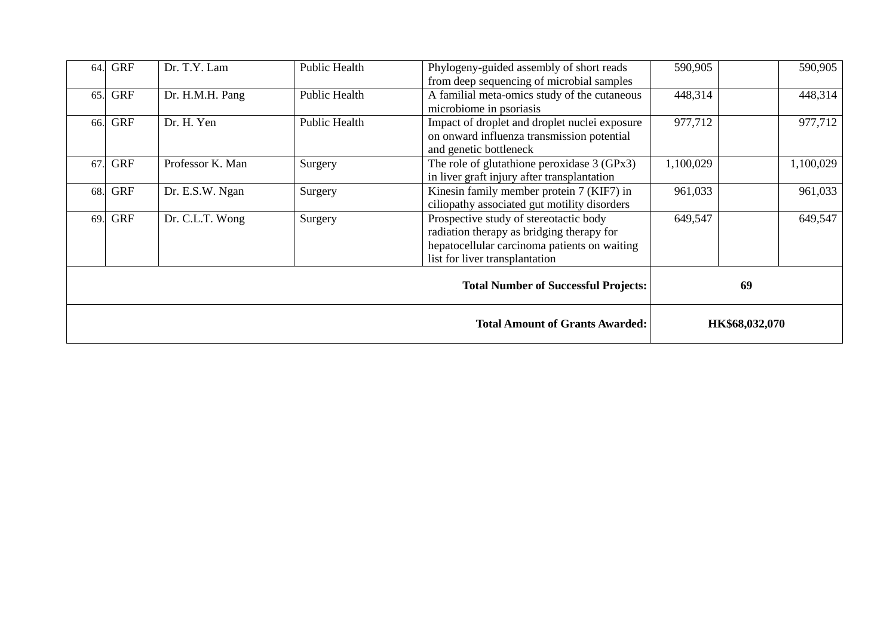| | | | | | | | |
|---|---|---|---|---|---|---|---|
| 64. | GRF | Dr. T.Y. Lam | Public Health | Phylogeny-guided assembly of short reads from deep sequencing of microbial samples | 590,905 | | 590,905 |
| 65. | GRF | Dr. H.M.H. Pang | Public Health | A familial meta-omics study of the cutaneous microbiome in psoriasis | 448,314 | | 448,314 |
| 66. | GRF | Dr. H. Yen | Public Health | Impact of droplet and droplet nuclei exposure on onward influenza transmission potential and genetic bottleneck | 977,712 | | 977,712 |
| 67. | GRF | Professor K. Man | Surgery | The role of glutathione peroxidase 3 (GPx3) in liver graft injury after transplantation | 1,100,029 | | 1,100,029 |
| 68. | GRF | Dr. E.S.W. Ngan | Surgery | Kinesin family member protein 7 (KIF7) in ciliopathy associated gut motility disorders | 961,033 | | 961,033 |
| 69. | GRF | Dr. C.L.T. Wong | Surgery | Prospective study of stereotactic body radiation therapy as bridging therapy for hepatocellular carcinoma patients on waiting list for liver transplantation | 649,547 | | 649,547 |
| | | | | **Total Number of Successful Projects:** | **69** | | |
| | | | | **Total Amount of Grants Awarded:** | **HK$68,032,070** | | |